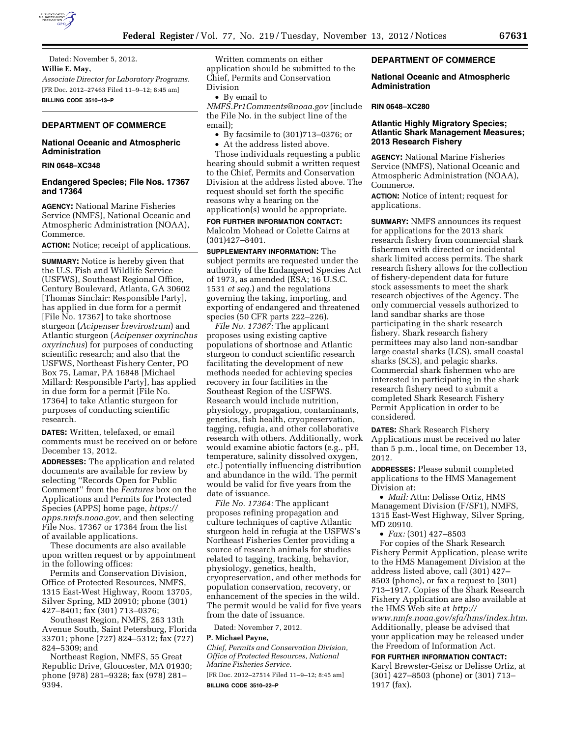Dated: November 5, 2012.

**Willie E. May,**

*Associate Director for Laboratory Programs.*

[FR Doc. 2012–27463 Filed 11–9–12; 8:45 am]

**BILLING CODE 3510–13–P**

## DEPARTMENT OF COMMERCE

### National Oceanic and Atmospheric Administration

**RIN 0648–XC348**

### Endangered Species; File Nos. 17367 and 17364

**AGENCY:** National Marine Fisheries Service (NMFS), National Oceanic and Atmospheric Administration (NOAA), Commerce.

**ACTION:** Notice; receipt of applications.

**SUMMARY:** Notice is hereby given that the U.S. Fish and Wildlife Service (USFWS), Southeast Regional Office, Century Boulevard, Atlanta, GA 30602 [Thomas Sinclair: Responsible Party], has applied in due form for a permit [File No. 17367] to take shortnose sturgeon (*Acipenser brevirostrum*) and Atlantic sturgeon (*Acipenser oxyrinchus oxyrinchus*) for purposes of conducting scientific research; and also that the USFWS, Northeast Fishery Center, PO Box 75, Lamar, PA 16848 [Michael Millard: Responsible Party], has applied in due form for a permit [File No. 17364] to take Atlantic sturgeon for purposes of conducting scientific research.

**DATES:** Written, telefaxed, or email comments must be received on or before December 13, 2012.

**ADDRESSES:** The application and related documents are available for review by selecting ''Records Open for Public Comment'' from the *Features* box on the Applications and Permits for Protected Species (APPS) home page, *https://apps.nmfs.noaa.gov,* and then selecting File Nos. 17367 or 17364 from the list of available applications.

These documents are also available upon written request or by appointment in the following offices:

Permits and Conservation Division, Office of Protected Resources, NMFS, 1315 East-West Highway, Room 13705, Silver Spring, MD 20910; phone (301) 427–8401; fax (301) 713–0376;

Southeast Region, NMFS, 263 13th Avenue South, Saint Petersburg, Florida 33701; phone (727) 824–5312; fax (727) 824–5309; and

Northeast Region, NMFS, 55 Great Republic Drive, Gloucester, MA 01930; phone (978) 281–9328; fax (978) 281–9394.

Written comments on either application should be submitted to the Chief, Permits and Conservation Division

- By email to *NMFS.Pr1Comments@noaa.gov* (include the File No. in the subject line of the email);
- By facsimile to (301)713–0376; or
- At the address listed above.

Those individuals requesting a public hearing should submit a written request to the Chief, Permits and Conservation Division at the address listed above. The request should set forth the specific reasons why a hearing on the application(s) would be appropriate.

**FOR FURTHER INFORMATION CONTACT:** Malcolm Mohead or Colette Cairns at (301)427–8401.

**SUPPLEMENTARY INFORMATION:** The subject permits are requested under the authority of the Endangered Species Act of 1973, as amended (ESA; 16 U.S.C. 1531 *et seq.*) and the regulations governing the taking, importing, and exporting of endangered and threatened species (50 CFR parts 222–226).

*File No. 17367:* The applicant proposes using existing captive populations of shortnose and Atlantic sturgeon to conduct scientific research facilitating the development of new methods needed for achieving species recovery in four facilities in the Southeast Region of the USFWS. Research would include nutrition, physiology, propagation, contaminants, genetics, fish health, cryopreservation, tagging, refugia, and other collaborative research with others. Additionally, work would examine abiotic factors (e.g., pH, temperature, salinity dissolved oxygen, etc.) potentially influencing distribution and abundance in the wild. The permit would be valid for five years from the date of issuance.

*File No. 17364:* The applicant proposes refining propagation and culture techniques of captive Atlantic sturgeon held in refugia at the USFWS's Northeast Fishery Center providing a source of research animals for studies related to tagging, tracking, behavior, physiology, genetics, health, cryopreservation, and other methods for population conservation, recovery, or enhancement of the species in the wild. The permit would be valid for five years from the date of issuance.

Dated: November 7, 2012.

**P. Michael Payne,**

*Chief, Permits and Conservation Division, Office of Protected Resources, National Marine Fisheries Service.*

[FR Doc. 2012–27514 Filed 11–9–12; 8:45 am]

**BILLING CODE 3510–22–P**

## DEPARTMENT OF COMMERCE

### National Oceanic and Atmospheric Administration

**RIN 0648–XC280**

### Atlantic Highly Migratory Species; Atlantic Shark Management Measures; 2013 Research Fishery

**AGENCY:** National Marine Fisheries Service (NMFS), National Oceanic and Atmospheric Administration (NOAA), Commerce.

**ACTION:** Notice of intent; request for applications.

**SUMMARY:** NMFS announces its request for applications for the 2013 shark research fishery from commercial shark fishermen with directed or incidental shark limited access permits. The shark research fishery allows for the collection of fishery-dependent data for future stock assessments to meet the shark research objectives of the Agency. The only commercial vessels authorized to land sandbar sharks are those participating in the shark research fishery. Shark research fishery permittees may also land non-sandbar large coastal sharks (LCS), small coastal sharks (SCS), and pelagic sharks. Commercial shark fishermen who are interested in participating in the shark research fishery need to submit a completed Shark Research Fishery Permit Application in order to be considered.

**DATES:** Shark Research Fishery Applications must be received no later than 5 p.m., local time, on December 13, 2012.

**ADDRESSES:** Please submit completed applications to the HMS Management Division at:

- *Mail:* Attn: Delisse Ortiz, HMS Management Division (F/SF1), NMFS, 1315 East-West Highway, Silver Spring, MD 20910.
- *Fax:* (301) 427–8503

For copies of the Shark Research Fishery Permit Application, please write to the HMS Management Division at the address listed above, call (301) 427–8503 (phone), or fax a request to (301) 713–1917. Copies of the Shark Research Fishery Application are also available at the HMS Web site at *http://www.nmfs.noaa.gov/sfa/hms/index.htm.* Additionally, please be advised that your application may be released under the Freedom of Information Act.

**FOR FURTHER INFORMATION CONTACT:** Karyl Brewster-Geisz or Delisse Ortiz, at (301) 427–8503 (phone) or (301) 713–1917 (fax).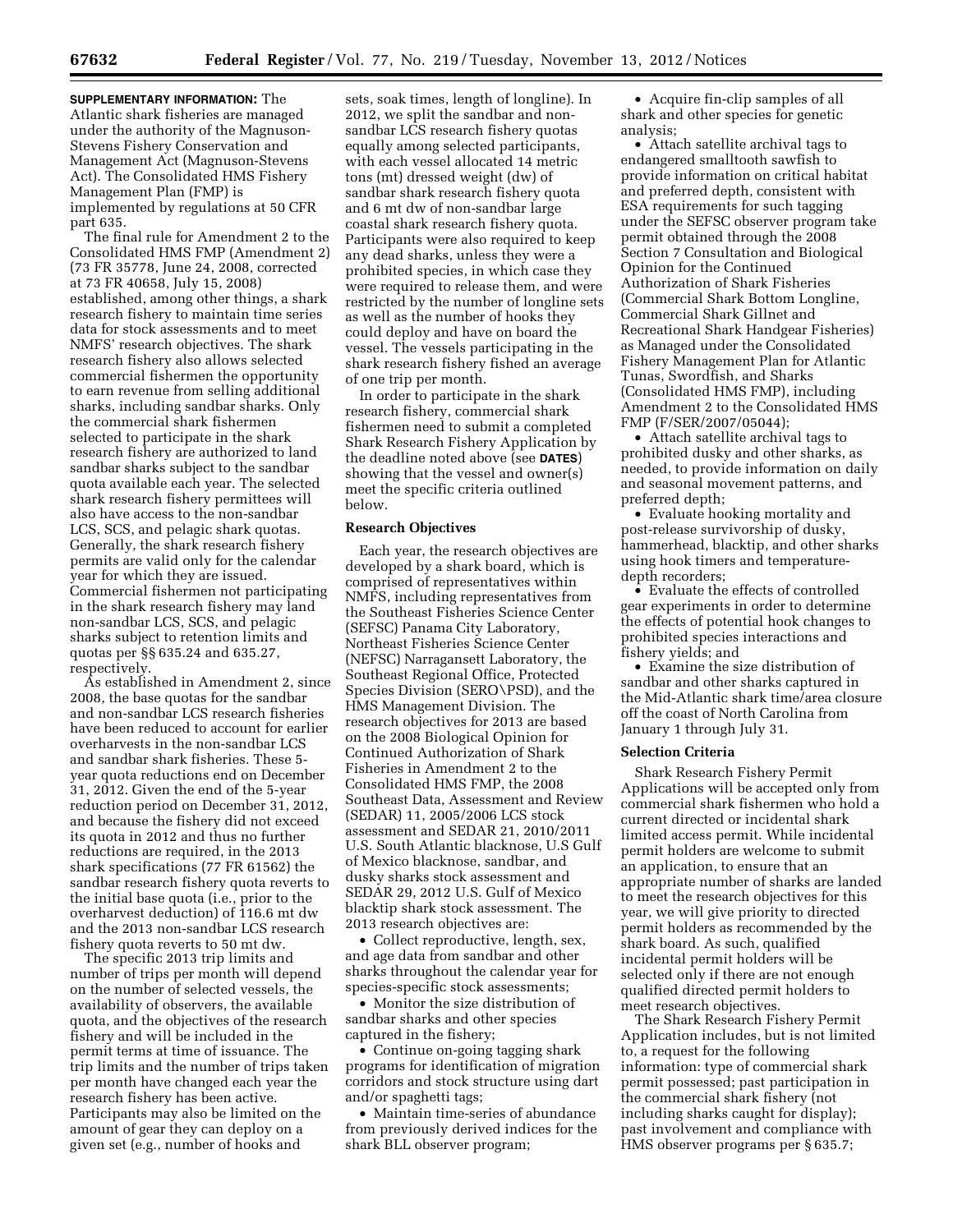**SUPPLEMENTARY INFORMATION:** The Atlantic shark fisheries are managed under the authority of the Magnuson-Stevens Fishery Conservation and Management Act (Magnuson-Stevens Act). The Consolidated HMS Fishery Management Plan (FMP) is implemented by regulations at 50 CFR part 635.

The final rule for Amendment 2 to the Consolidated HMS FMP (Amendment 2) (73 FR 35778, June 24, 2008, corrected at 73 FR 40658, July 15, 2008) established, among other things, a shark research fishery to maintain time series data for stock assessments and to meet NMFS' research objectives. The shark research fishery also allows selected commercial fishermen the opportunity to earn revenue from selling additional sharks, including sandbar sharks. Only the commercial shark fishermen selected to participate in the shark research fishery are authorized to land sandbar sharks subject to the sandbar quota available each year. The selected shark research fishery permittees will also have access to the non-sandbar LCS, SCS, and pelagic shark quotas. Generally, the shark research fishery permits are valid only for the calendar year for which they are issued. Commercial fishermen not participating in the shark research fishery may land non-sandbar LCS, SCS, and pelagic sharks subject to retention limits and quotas per §§ 635.24 and 635.27, respectively.

As established in Amendment 2, since 2008, the base quotas for the sandbar and non-sandbar LCS research fisheries have been reduced to account for earlier overharvests in the non-sandbar LCS and sandbar shark fisheries. These 5-year quota reductions end on December 31, 2012. Given the end of the 5-year reduction period on December 31, 2012, and because the fishery did not exceed its quota in 2012 and thus no further reductions are required, in the 2013 shark specifications (77 FR 61562) the sandbar research fishery quota reverts to the initial base quota (i.e., prior to the overharvest deduction) of 116.6 mt dw and the 2013 non-sandbar LCS research fishery quota reverts to 50 mt dw.

The specific 2013 trip limits and number of trips per month will depend on the number of selected vessels, the availability of observers, the available quota, and the objectives of the research fishery and will be included in the permit terms at time of issuance. The trip limits and the number of trips taken per month have changed each year the research fishery has been active. Participants may also be limited on the amount of gear they can deploy on a given set (e.g., number of hooks and sets, soak times, length of longline). In 2012, we split the sandbar and non-sandbar LCS research fishery quotas equally among selected participants, with each vessel allocated 14 metric tons (mt) dressed weight (dw) of sandbar shark research fishery quota and 6 mt dw of non-sandbar large coastal shark research fishery quota. Participants were also required to keep any dead sharks, unless they were a prohibited species, in which case they were required to release them, and were restricted by the number of longline sets as well as the number of hooks they could deploy and have on board the vessel. The vessels participating in the shark research fishery fished an average of one trip per month.

In order to participate in the shark research fishery, commercial shark fishermen need to submit a completed Shark Research Fishery Application by the deadline noted above (see **DATES**) showing that the vessel and owner(s) meet the specific criteria outlined below.

## Research Objectives

Each year, the research objectives are developed by a shark board, which is comprised of representatives within NMFS, including representatives from the Southeast Fisheries Science Center (SEFSC) Panama City Laboratory, Northeast Fisheries Science Center (NEFSC) Narragansett Laboratory, the Southeast Regional Office, Protected Species Division (SERO\PSD), and the HMS Management Division. The research objectives for 2013 are based on the 2008 Biological Opinion for Continued Authorization of Shark Fisheries in Amendment 2 to the Consolidated HMS FMP, the 2008 Southeast Data, Assessment and Review (SEDAR) 11, 2005/2006 LCS stock assessment and SEDAR 21, 2010/2011 U.S. South Atlantic blacknose, U.S Gulf of Mexico blacknose, sandbar, and dusky sharks stock assessment and SEDAR 29, 2012 U.S. Gulf of Mexico blacktip shark stock assessment. The 2013 research objectives are:

- Collect reproductive, length, sex, and age data from sandbar and other sharks throughout the calendar year for species-specific stock assessments;
- Monitor the size distribution of sandbar sharks and other species captured in the fishery;
- Continue on-going tagging shark programs for identification of migration corridors and stock structure using dart and/or spaghetti tags;
- Maintain time-series of abundance from previously derived indices for the shark BLL observer program;
- Acquire fin-clip samples of all shark and other species for genetic analysis;
- Attach satellite archival tags to endangered smalltooth sawfish to provide information on critical habitat and preferred depth, consistent with ESA requirements for such tagging under the SEFSC observer program take permit obtained through the 2008 Section 7 Consultation and Biological Opinion for the Continued Authorization of Shark Fisheries (Commercial Shark Bottom Longline, Commercial Shark Gillnet and Recreational Shark Handgear Fisheries) as Managed under the Consolidated Fishery Management Plan for Atlantic Tunas, Swordfish, and Sharks (Consolidated HMS FMP), including Amendment 2 to the Consolidated HMS FMP (F/SER/2007/05044);
- Attach satellite archival tags to prohibited dusky and other sharks, as needed, to provide information on daily and seasonal movement patterns, and preferred depth;
- Evaluate hooking mortality and post-release survivorship of dusky, hammerhead, blacktip, and other sharks using hook timers and temperature-depth recorders;
- Evaluate the effects of controlled gear experiments in order to determine the effects of potential hook changes to prohibited species interactions and fishery yields; and
- Examine the size distribution of sandbar and other sharks captured in the Mid-Atlantic shark time/area closure off the coast of North Carolina from January 1 through July 31.

## Selection Criteria

Shark Research Fishery Permit Applications will be accepted only from commercial shark fishermen who hold a current directed or incidental shark limited access permit. While incidental permit holders are welcome to submit an application, to ensure that an appropriate number of sharks are landed to meet the research objectives for this year, we will give priority to directed permit holders as recommended by the shark board. As such, qualified incidental permit holders will be selected only if there are not enough qualified directed permit holders to meet research objectives.

The Shark Research Fishery Permit Application includes, but is not limited to, a request for the following information: type of commercial shark permit possessed; past participation in the commercial shark fishery (not including sharks caught for display); past involvement and compliance with HMS observer programs per § 635.7;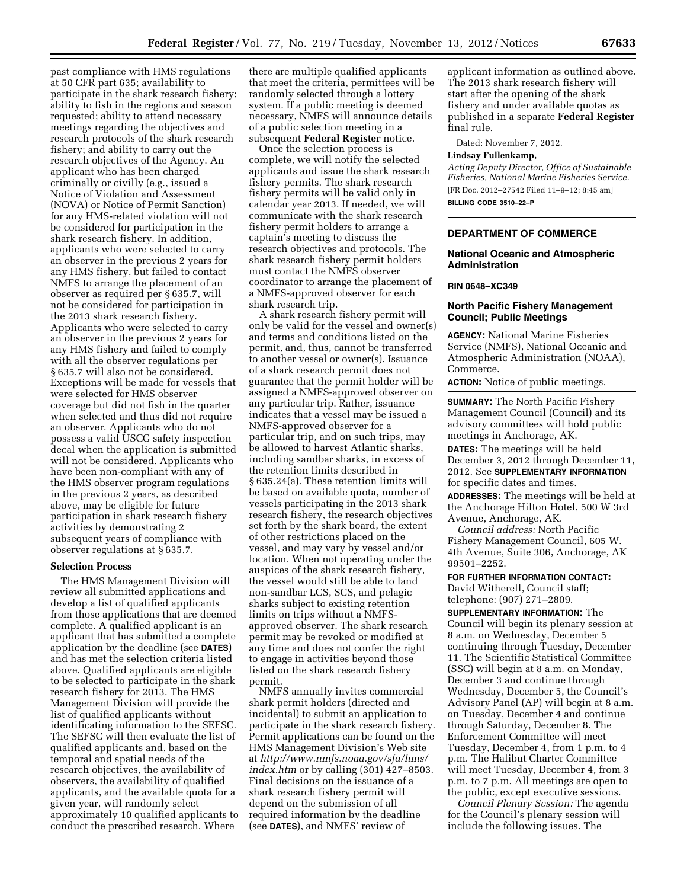past compliance with HMS regulations at 50 CFR part 635; availability to participate in the shark research fishery; ability to fish in the regions and season requested; ability to attend necessary meetings regarding the objectives and research protocols of the shark research fishery; and ability to carry out the research objectives of the Agency. An applicant who has been charged criminally or civilly (e.g., issued a Notice of Violation and Assessment (NOVA) or Notice of Permit Sanction) for any HMS-related violation will not be considered for participation in the shark research fishery. In addition, applicants who were selected to carry an observer in the previous 2 years for any HMS fishery, but failed to contact NMFS to arrange the placement of an observer as required per § 635.7, will not be considered for participation in the 2013 shark research fishery. Applicants who were selected to carry an observer in the previous 2 years for any HMS fishery and failed to comply with all the observer regulations per § 635.7 will also not be considered. Exceptions will be made for vessels that were selected for HMS observer coverage but did not fish in the quarter when selected and thus did not require an observer. Applicants who do not possess a valid USCG safety inspection decal when the application is submitted will not be considered. Applicants who have been non-compliant with any of the HMS observer program regulations in the previous 2 years, as described above, may be eligible for future participation in shark research fishery activities by demonstrating 2 subsequent years of compliance with observer regulations at § 635.7.

**Selection Process**

The HMS Management Division will review all submitted applications and develop a list of qualified applicants from those applications that are deemed complete. A qualified applicant is an applicant that has submitted a complete application by the deadline (see **DATES**) and has met the selection criteria listed above. Qualified applicants are eligible to be selected to participate in the shark research fishery for 2013. The HMS Management Division will provide the list of qualified applicants without identificating information to the SEFSC. The SEFSC will then evaluate the list of qualified applicants and, based on the temporal and spatial needs of the research objectives, the availability of observers, the availability of qualified applicants, and the available quota for a given year, will randomly select approximately 10 qualified applicants to conduct the prescribed research. Where there are multiple qualified applicants that meet the criteria, permittees will be randomly selected through a lottery system. If a public meeting is deemed necessary, NMFS will announce details of a public selection meeting in a subsequent **Federal Register** notice.

Once the selection process is complete, we will notify the selected applicants and issue the shark research fishery permits. The shark research fishery permits will be valid only in calendar year 2013. If needed, we will communicate with the shark research fishery permit holders to arrange a captain's meeting to discuss the research objectives and protocols. The shark research fishery permit holders must contact the NMFS observer coordinator to arrange the placement of a NMFS-approved observer for each shark research trip.

A shark research fishery permit will only be valid for the vessel and owner(s) and terms and conditions listed on the permit, and, thus, cannot be transferred to another vessel or owner(s). Issuance of a shark research permit does not guarantee that the permit holder will be assigned a NMFS-approved observer on any particular trip. Rather, issuance indicates that a vessel may be issued a NMFS-approved observer for a particular trip, and on such trips, may be allowed to harvest Atlantic sharks, including sandbar sharks, in excess of the retention limits described in § 635.24(a). These retention limits will be based on available quota, number of vessels participating in the 2013 shark research fishery, the research objectives set forth by the shark board, the extent of other restrictions placed on the vessel, and may vary by vessel and/or location. When not operating under the auspices of the shark research fishery, the vessel would still be able to land non-sandbar LCS, SCS, and pelagic sharks subject to existing retention limits on trips without a NMFS-approved observer. The shark research permit may be revoked or modified at any time and does not confer the right to engage in activities beyond those listed on the shark research fishery permit.

NMFS annually invites commercial shark permit holders (directed and incidental) to submit an application to participate in the shark research fishery. Permit applications can be found on the HMS Management Division's Web site at *http://www.nmfs.noaa.gov/sfa/hms/index.htm* or by calling (301) 427–8503. Final decisions on the issuance of a shark research fishery permit will depend on the submission of all required information by the deadline (see **DATES**), and NMFS' review of applicant information as outlined above. The 2013 shark research fishery will start after the opening of the shark fishery and under available quotas as published in a separate **Federal Register** final rule.

Dated: November 7, 2012.

**Lindsay Fullenkamp,**

*Acting Deputy Director, Office of Sustainable Fisheries, National Marine Fisheries Service.*

[FR Doc. 2012–27542 Filed 11–9–12; 8:45 am]

**BILLING CODE 3510–22–P**

---

## DEPARTMENT OF COMMERCE

### National Oceanic and Atmospheric Administration

**RIN 0648–XC349**

### North Pacific Fishery Management Council; Public Meetings

**AGENCY:** National Marine Fisheries Service (NMFS), National Oceanic and Atmospheric Administration (NOAA), Commerce.

**ACTION:** Notice of public meetings.

**SUMMARY:** The North Pacific Fishery Management Council (Council) and its advisory committees will hold public meetings in Anchorage, AK.

**DATES:** The meetings will be held December 3, 2012 through December 11, 2012. See **SUPPLEMENTARY INFORMATION** for specific dates and times.

**ADDRESSES:** The meetings will be held at the Anchorage Hilton Hotel, 500 W 3rd Avenue, Anchorage, AK.

*Council address:* North Pacific Fishery Management Council, 605 W. 4th Avenue, Suite 306, Anchorage, AK 99501–2252.

**FOR FURTHER INFORMATION CONTACT:** David Witherell, Council staff; telephone: (907) 271–2809.

**SUPPLEMENTARY INFORMATION:** The Council will begin its plenary session at 8 a.m. on Wednesday, December 5 continuing through Tuesday, December 11. The Scientific Statistical Committee (SSC) will begin at 8 a.m. on Monday, December 3 and continue through Wednesday, December 5, the Council's Advisory Panel (AP) will begin at 8 a.m. on Tuesday, December 4 and continue through Saturday, December 8. The Enforcement Committee will meet Tuesday, December 4, from 1 p.m. to 4 p.m. The Halibut Charter Committee will meet Tuesday, December 4, from 3 p.m. to 7 p.m. All meetings are open to the public, except executive sessions.

*Council Plenary Session:* The agenda for the Council's plenary session will include the following issues. The